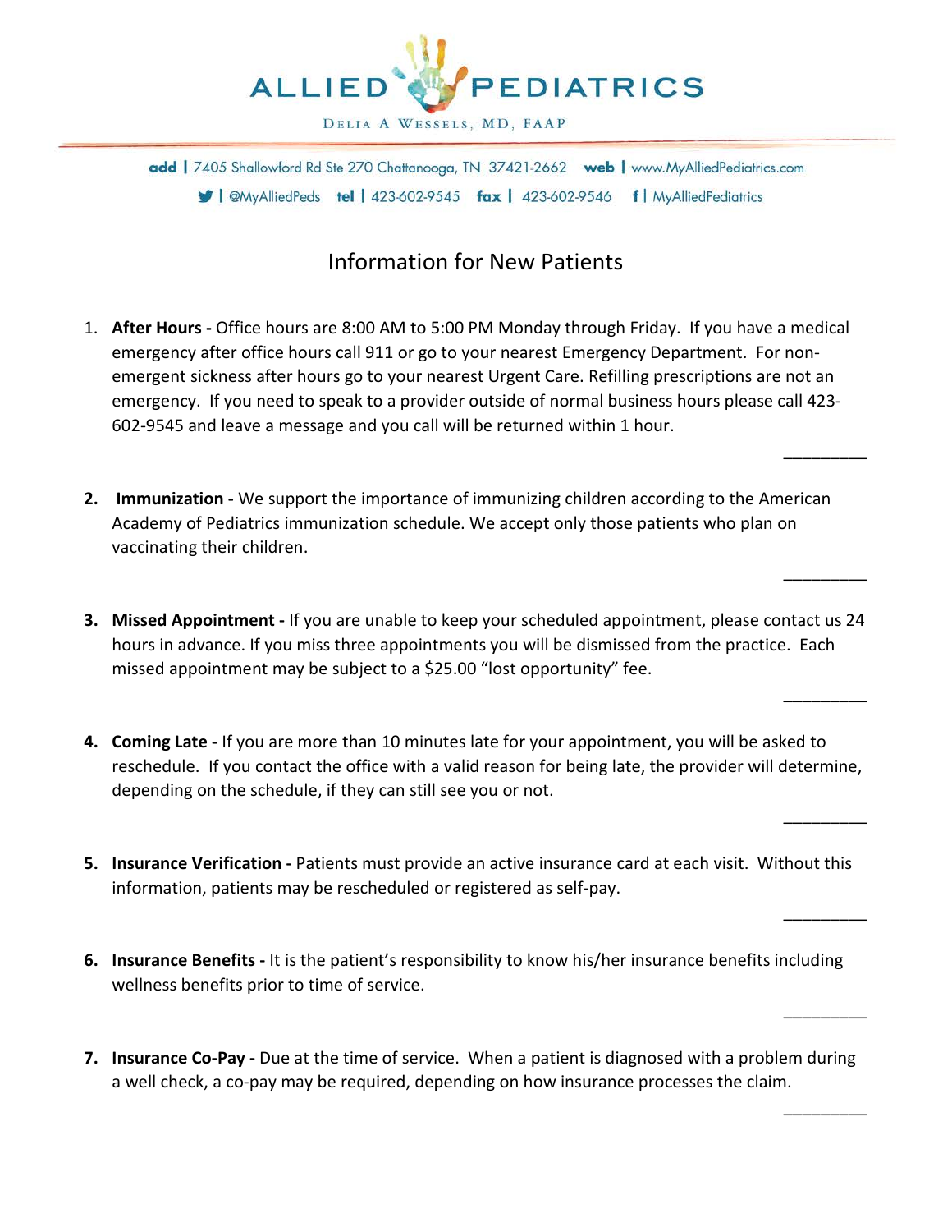# ALLIED PEDIATRICS

DELIA A WESSELS, MD, FAAP

**add** | 7405 Shallowford Rd Ste 270 Chattanooga, TN 37421-2662 **web** | www.MyAlliedPediatrics.com
@MyAlliedPeds **tel** | 423-602-9545 **fax** | 423-602-9546 **f** | MyAlliedPediatrics

## Information for New Patients

1. **After Hours -** Office hours are 8:00 AM to 5:00 PM Monday through Friday. If you have a medical emergency after office hours call 911 or go to your nearest Emergency Department. For non-emergent sickness after hours go to your nearest Urgent Care. Refilling prescriptions are not an emergency. If you need to speak to a provider outside of normal business hours please call 423-602-9545 and leave a message and you call will be returned within 1 hour.

   _________

2. **Immunization -** We support the importance of immunizing children according to the American Academy of Pediatrics immunization schedule. We accept only those patients who plan on vaccinating their children.

   _________

3. **Missed Appointment -** If you are unable to keep your scheduled appointment, please contact us 24 hours in advance. If you miss three appointments you will be dismissed from the practice. Each missed appointment may be subject to a $25.00 "lost opportunity" fee.

   _________

4. **Coming Late -** If you are more than 10 minutes late for your appointment, you will be asked to reschedule. If you contact the office with a valid reason for being late, the provider will determine, depending on the schedule, if they can still see you or not.

   _________

5. **Insurance Verification -** Patients must provide an active insurance card at each visit. Without this information, patients may be rescheduled or registered as self-pay.

   _________

6. **Insurance Benefits -** It is the patient's responsibility to know his/her insurance benefits including wellness benefits prior to time of service.

   _________

7. **Insurance Co-Pay -** Due at the time of service. When a patient is diagnosed with a problem during a well check, a co-pay may be required, depending on how insurance processes the claim.

   _________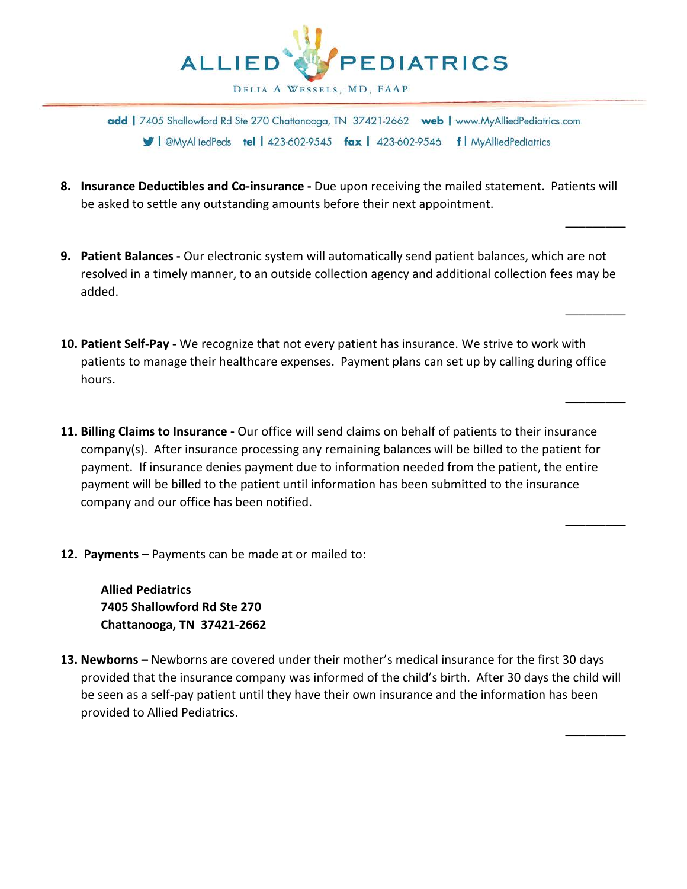8. **Insurance Deductibles and Co-insurance -** Due upon receiving the mailed statement. Patients will be asked to settle any outstanding amounts before their next appointment.

_________

9. **Patient Balances -** Our electronic system will automatically send patient balances, which are not resolved in a timely manner, to an outside collection agency and additional collection fees may be added.

_________

10. **Patient Self-Pay -** We recognize that not every patient has insurance. We strive to work with patients to manage their healthcare expenses. Payment plans can set up by calling during office hours.

_________

11. **Billing Claims to Insurance -** Our office will send claims on behalf of patients to their insurance company(s). After insurance processing any remaining balances will be billed to the patient for payment. If insurance denies payment due to information needed from the patient, the entire payment will be billed to the patient until information has been submitted to the insurance company and our office has been notified.

_________

12. **Payments –** Payments can be made at or mailed to:

    **Allied Pediatrics**
    **7405 Shallowford Rd Ste 270**
    **Chattanooga, TN 37421-2662**

13. **Newborns –** Newborns are covered under their mother's medical insurance for the first 30 days provided that the insurance company was informed of the child's birth. After 30 days the child will be seen as a self-pay patient until they have their own insurance and the information has been provided to Allied Pediatrics.

_________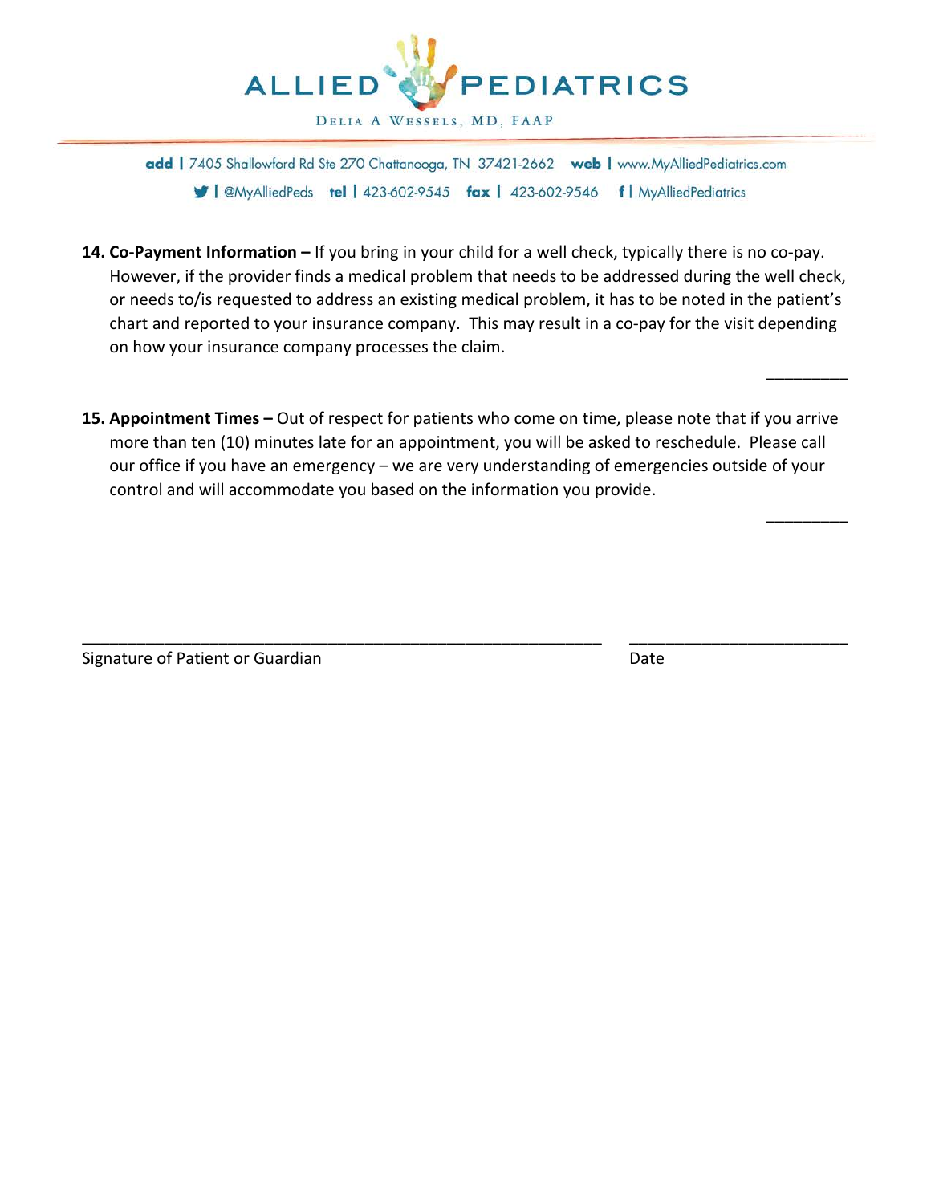**14. Co-Payment Information –** If you bring in your child for a well check, typically there is no co-pay. However, if the provider finds a medical problem that needs to be addressed during the well check, or needs to/is requested to address an existing medical problem, it has to be noted in the patient's chart and reported to your insurance company. This may result in a co-pay for the visit depending on how your insurance company processes the claim.

_________

**15. Appointment Times –** Out of respect for patients who come on time, please note that if you arrive more than ten (10) minutes late for an appointment, you will be asked to reschedule. Please call our office if you have an emergency – we are very understanding of emergencies outside of your control and will accommodate you based on the information you provide.

_________

_______________________________________________________ _______________________

Signature of Patient or Guardian Date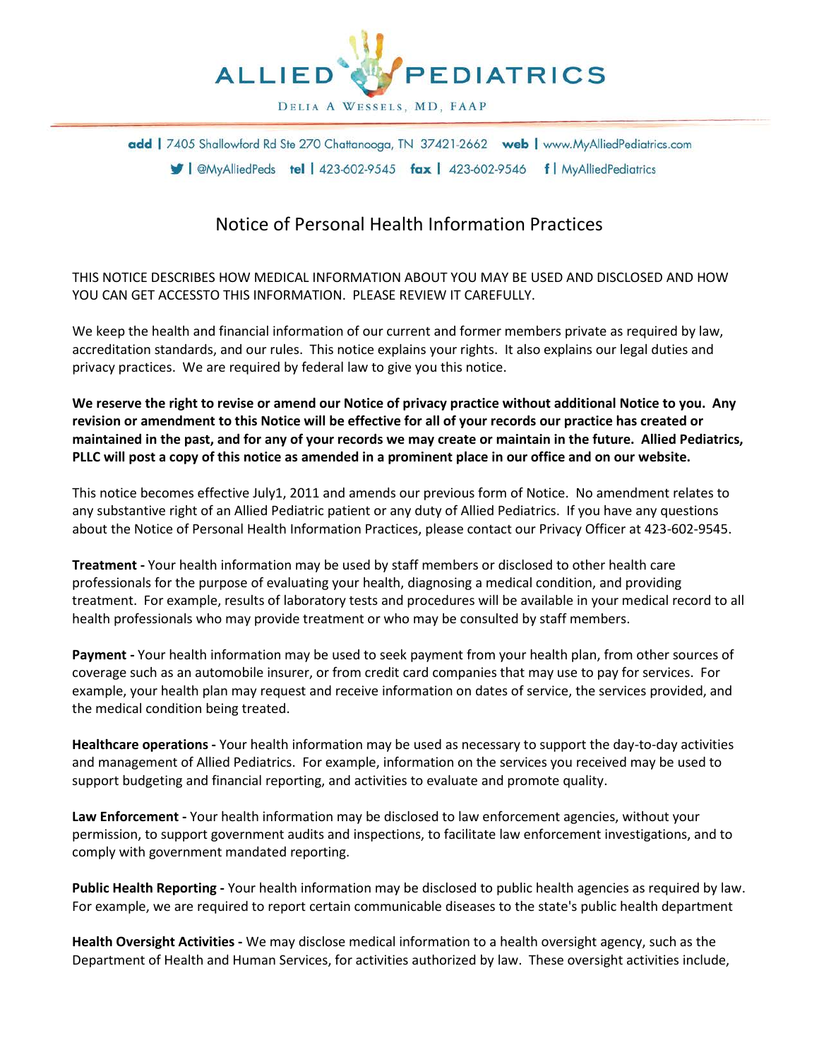# ALLIED PEDIATRICS

DELIA A WESSELS, MD, FAAP

**add** | 7405 Shallowford Rd Ste 270 Chattanooga, TN 37421-2662 **web** | www.MyAlliedPediatrics.com

| @MyAlliedPeds **tel** | 423-602-9545 **fax** | 423-602-9546 **f** | MyAlliedPediatrics

## Notice of Personal Health Information Practices

THIS NOTICE DESCRIBES HOW MEDICAL INFORMATION ABOUT YOU MAY BE USED AND DISCLOSED AND HOW YOU CAN GET ACCESSTO THIS INFORMATION. PLEASE REVIEW IT CAREFULLY.

We keep the health and financial information of our current and former members private as required by law, accreditation standards, and our rules. This notice explains your rights. It also explains our legal duties and privacy practices. We are required by federal law to give you this notice.

**We reserve the right to revise or amend our Notice of privacy practice without additional Notice to you. Any revision or amendment to this Notice will be effective for all of your records our practice has created or maintained in the past, and for any of your records we may create or maintain in the future. Allied Pediatrics, PLLC will post a copy of this notice as amended in a prominent place in our office and on our website.**

This notice becomes effective July1, 2011 and amends our previous form of Notice. No amendment relates to any substantive right of an Allied Pediatric patient or any duty of Allied Pediatrics. If you have any questions about the Notice of Personal Health Information Practices, please contact our Privacy Officer at 423-602-9545.

**Treatment -** Your health information may be used by staff members or disclosed to other health care professionals for the purpose of evaluating your health, diagnosing a medical condition, and providing treatment. For example, results of laboratory tests and procedures will be available in your medical record to all health professionals who may provide treatment or who may be consulted by staff members.

**Payment -** Your health information may be used to seek payment from your health plan, from other sources of coverage such as an automobile insurer, or from credit card companies that may use to pay for services. For example, your health plan may request and receive information on dates of service, the services provided, and the medical condition being treated.

**Healthcare operations -** Your health information may be used as necessary to support the day-to-day activities and management of Allied Pediatrics. For example, information on the services you received may be used to support budgeting and financial reporting, and activities to evaluate and promote quality.

**Law Enforcement -** Your health information may be disclosed to law enforcement agencies, without your permission, to support government audits and inspections, to facilitate law enforcement investigations, and to comply with government mandated reporting.

**Public Health Reporting -** Your health information may be disclosed to public health agencies as required by law. For example, we are required to report certain communicable diseases to the state's public health department

**Health Oversight Activities -** We may disclose medical information to a health oversight agency, such as the Department of Health and Human Services, for activities authorized by law. These oversight activities include,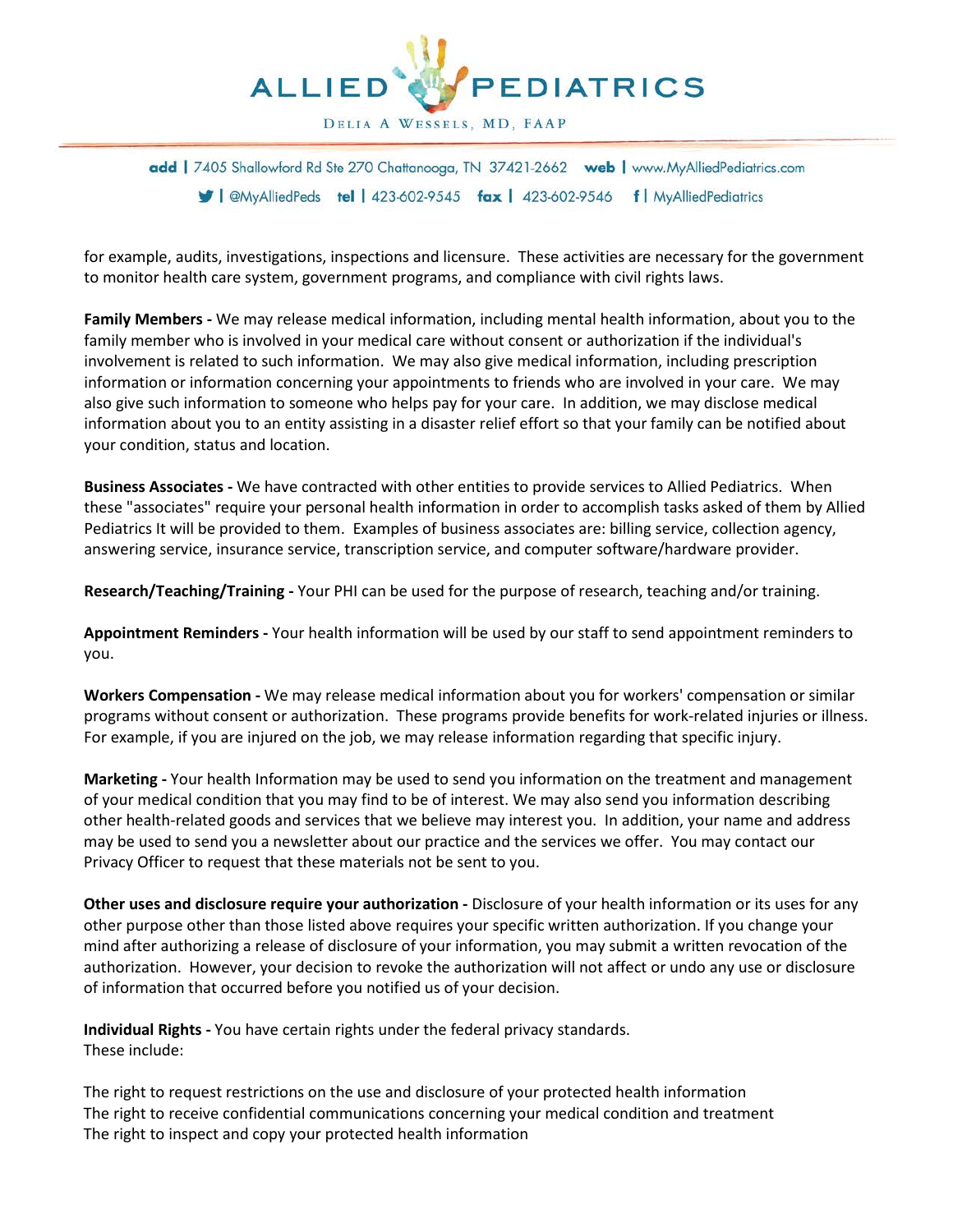for example, audits, investigations, inspections and licensure. These activities are necessary for the government to monitor health care system, government programs, and compliance with civil rights laws.

**Family Members -** We may release medical information, including mental health information, about you to the family member who is involved in your medical care without consent or authorization if the individual's involvement is related to such information. We may also give medical information, including prescription information or information concerning your appointments to friends who are involved in your care. We may also give such information to someone who helps pay for your care. In addition, we may disclose medical information about you to an entity assisting in a disaster relief effort so that your family can be notified about your condition, status and location.

**Business Associates -** We have contracted with other entities to provide services to Allied Pediatrics. When these "associates" require your personal health information in order to accomplish tasks asked of them by Allied Pediatrics It will be provided to them. Examples of business associates are: billing service, collection agency, answering service, insurance service, transcription service, and computer software/hardware provider.

**Research/Teaching/Training -** Your PHI can be used for the purpose of research, teaching and/or training.

**Appointment Reminders -** Your health information will be used by our staff to send appointment reminders to you.

**Workers Compensation -** We may release medical information about you for workers' compensation or similar programs without consent or authorization. These programs provide benefits for work-related injuries or illness. For example, if you are injured on the job, we may release information regarding that specific injury.

**Marketing -** Your health Information may be used to send you information on the treatment and management of your medical condition that you may find to be of interest. We may also send you information describing other health-related goods and services that we believe may interest you. In addition, your name and address may be used to send you a newsletter about our practice and the services we offer. You may contact our Privacy Officer to request that these materials not be sent to you.

**Other uses and disclosure require your authorization -** Disclosure of your health information or its uses for any other purpose other than those listed above requires your specific written authorization. If you change your mind after authorizing a release of disclosure of your information, you may submit a written revocation of the authorization. However, your decision to revoke the authorization will not affect or undo any use or disclosure of information that occurred before you notified us of your decision.

**Individual Rights -** You have certain rights under the federal privacy standards.
These include:

The right to request restrictions on the use and disclosure of your protected health information
The right to receive confidential communications concerning your medical condition and treatment
The right to inspect and copy your protected health information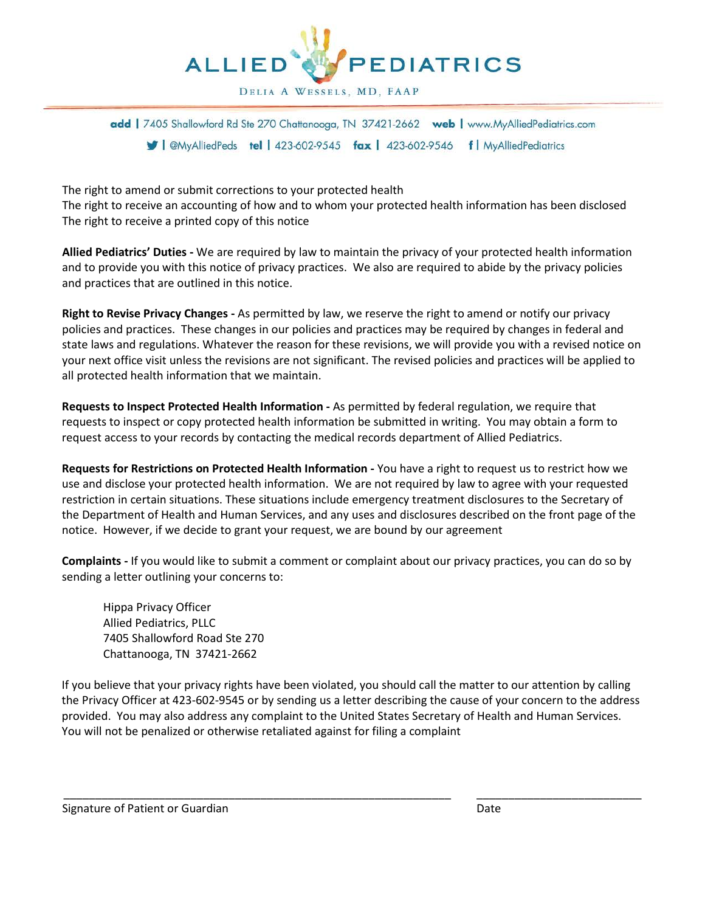The right to amend or submit corrections to your protected health
The right to receive an accounting of how and to whom your protected health information has been disclosed
The right to receive a printed copy of this notice

**Allied Pediatrics' Duties -** We are required by law to maintain the privacy of your protected health information and to provide you with this notice of privacy practices. We also are required to abide by the privacy policies and practices that are outlined in this notice.

**Right to Revise Privacy Changes -** As permitted by law, we reserve the right to amend or notify our privacy policies and practices. These changes in our policies and practices may be required by changes in federal and state laws and regulations. Whatever the reason for these revisions, we will provide you with a revised notice on your next office visit unless the revisions are not significant. The revised policies and practices will be applied to all protected health information that we maintain.

**Requests to Inspect Protected Health Information -** As permitted by federal regulation, we require that requests to inspect or copy protected health information be submitted in writing. You may obtain a form to request access to your records by contacting the medical records department of Allied Pediatrics.

**Requests for Restrictions on Protected Health Information -** You have a right to request us to restrict how we use and disclose your protected health information. We are not required by law to agree with your requested restriction in certain situations. These situations include emergency treatment disclosures to the Secretary of the Department of Health and Human Services, and any uses and disclosures described on the front page of the notice. However, if we decide to grant your request, we are bound by our agreement

**Complaints -** If you would like to submit a comment or complaint about our privacy practices, you can do so by sending a letter outlining your concerns to:

> Hippa Privacy Officer
> Allied Pediatrics, PLLC
> 7405 Shallowford Road Ste 270
> Chattanooga, TN 37421-2662

If you believe that your privacy rights have been violated, you should call the matter to our attention by calling the Privacy Officer at 423-602-9545 or by sending us a letter describing the cause of your concern to the address provided. You may also address any complaint to the United States Secretary of Health and Human Services. You will not be penalized or otherwise retaliated against for filing a complaint

_______________________________________________ _______________________

Signature of Patient or Guardian Date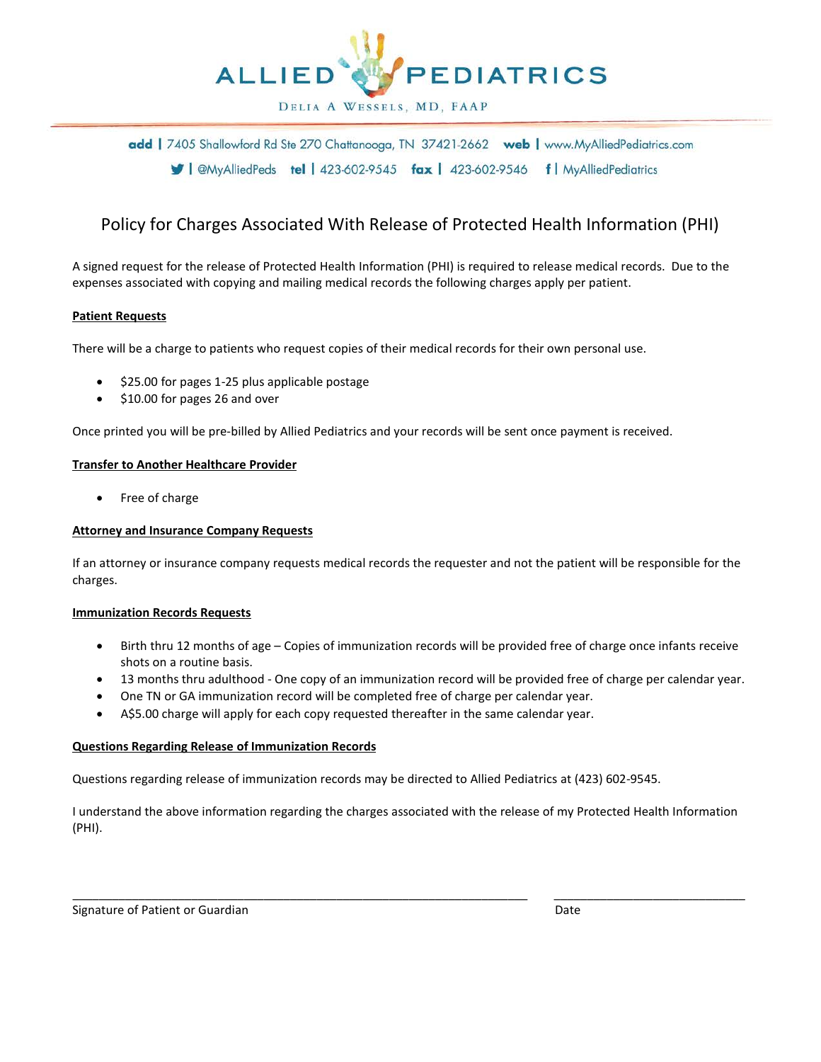# ALLIED PEDIATRICS

DELIA A WESSELS, MD, FAAP

add | 7405 Shallowford Rd Ste 270 Chattanooga, TN 37421-2662 web | www.MyAlliedPediatrics.com

| @MyAlliedPeds tel | 423-602-9545 fax | 423-602-9546 f | MyAlliedPediatrics

## Policy for Charges Associated With Release of Protected Health Information (PHI)

A signed request for the release of Protected Health Information (PHI) is required to release medical records. Due to the expenses associated with copying and mailing medical records the following charges apply per patient.

**Patient Requests**

There will be a charge to patients who request copies of their medical records for their own personal use.

- $25.00 for pages 1-25 plus applicable postage
- $10.00 for pages 26 and over

Once printed you will be pre-billed by Allied Pediatrics and your records will be sent once payment is received.

**Transfer to Another Healthcare Provider**

- Free of charge

**Attorney and Insurance Company Requests**

If an attorney or insurance company requests medical records the requester and not the patient will be responsible for the charges.

**Immunization Records Requests**

- Birth thru 12 months of age – Copies of immunization records will be provided free of charge once infants receive shots on a routine basis.
- 13 months thru adulthood - One copy of an immunization record will be provided free of charge per calendar year.
- One TN or GA immunization record will be completed free of charge per calendar year.
- A$5.00 charge will apply for each copy requested thereafter in the same calendar year.

**Questions Regarding Release of Immunization Records**

Questions regarding release of immunization records may be directed to Allied Pediatrics at (423) 602-9545.

I understand the above information regarding the charges associated with the release of my Protected Health Information (PHI).

\_\_\_\_\_\_\_\_\_\_\_\_\_\_\_\_\_\_\_\_\_\_\_\_\_\_\_\_\_\_\_\_\_\_\_\_\_\_\_\_\_\_\_\_ \_\_\_\_\_\_\_\_\_\_\_\_\_\_\_\_\_\_\_\_

Signature of Patient or Guardian Date